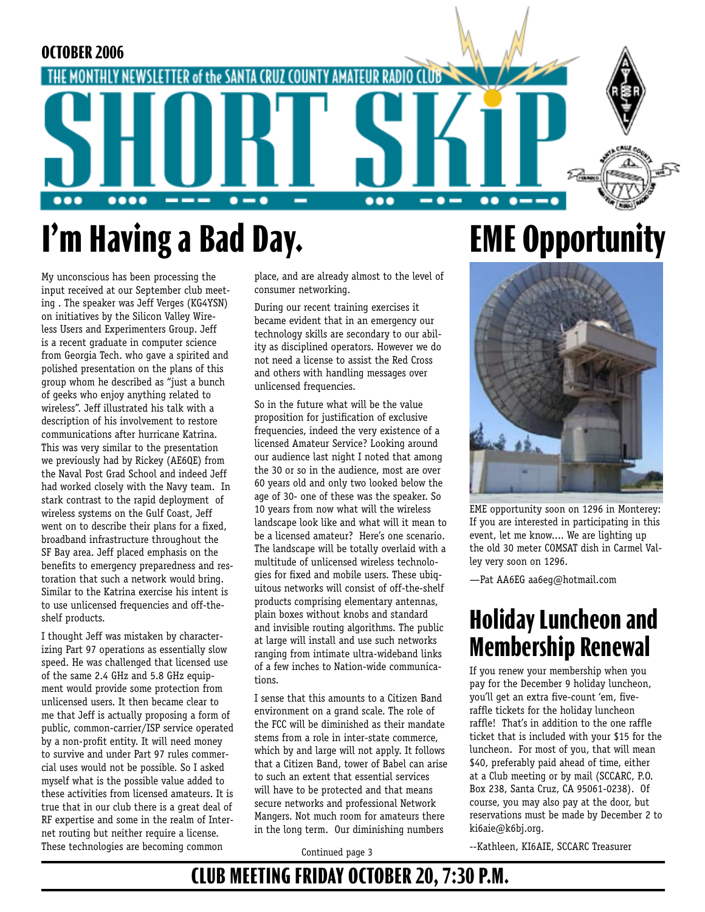OCTOBER 2006

THE MONTHLY NEWSLETTER of the SANTA CRUZ COUNTY AMATEUR RADIO CLUB

# SHORT SKiP

## I'm Having a Bad Day.

My unconscious has been processing the input received at our September club meeting . The speaker was Jeff Verges (KG4YSN) on initiatives by the Silicon Valley Wireless Users and Experimenters Group. Jeff is a recent graduate in computer science from Georgia Tech. who gave a spirited and polished presentation on the plans of this group whom he described as "just a bunch of geeks who enjoy anything related to wireless". Jeff illustrated his talk with a description of his involvement to restore communications after hurricane Katrina. This was very similar to the presentation we previously had by Rickey (AE6QE) from the Naval Post Grad School and indeed Jeff had worked closely with the Navy team. In stark contrast to the rapid deployment of wireless systems on the Gulf Coast, Jeff went on to describe their plans for a fixed, broadband infrastructure throughout the SF Bay area. Jeff placed emphasis on the benefits to emergency preparedness and restoration that such a network would bring. Similar to the Katrina exercise his intent is to use unlicensed frequencies and off-the-shelf products.

I thought Jeff was mistaken by characterizing Part 97 operations as essentially slow speed. He was challenged that licensed use of the same 2.4 GHz and 5.8 GHz equipment would provide some protection from unlicensed users. It then became clear to me that Jeff is actually proposing a form of public, common-carrier/ISP service operated by a non-profit entity. It will need money to survive and under Part 97 rules commercial uses would not be possible. So I asked myself what is the possible value added to these activities from licensed amateurs. It is true that in our club there is a great deal of RF expertise and some in the realm of Internet routing but neither require a license. These technologies are becoming common place, and are already almost to the level of consumer networking.

During our recent training exercises it became evident that in an emergency our technology skills are secondary to our ability as disciplined operators. However we do not need a license to assist the Red Cross and others with handling messages over unlicensed frequencies.

So in the future what will be the value proposition for justification of exclusive frequencies, indeed the very existence of a licensed Amateur Service? Looking around our audience last night I noted that among the 30 or so in the audience, most are over 60 years old and only two looked below the age of 30- one of these was the speaker. So 10 years from now what will the wireless landscape look like and what will it mean to be a licensed amateur? Here's one scenario. The landscape will be totally overlaid with a multitude of unlicensed wireless technologies for fixed and mobile users. These ubiquitous networks will consist of off-the-shelf products comprising elementary antennas, plain boxes without knobs and standard and invisible routing algorithms. The public at large will install and use such networks ranging from intimate ultra-wideband links of a few inches to Nation-wide communications.

I sense that this amounts to a Citizen Band environment on a grand scale. The role of the FCC will be diminished as their mandate stems from a role in inter-state commerce, which by and large will not apply. It follows that a Citizen Band, tower of Babel can arise to such an extent that essential services will have to be protected and that means secure networks and professional Network Mangers. Not much room for amateurs there in the long term. Our diminishing numbers

Continued page 3

## EME Opportunity

EME opportunity soon on 1296 in Monterey: If you are interested in participating in this event, let me know.... We are lighting up the old 30 meter COMSAT dish in Carmel Valley very soon on 1296.

—Pat AA6EG aa6eg@hotmail.com

## Holiday Luncheon and Membership Renewal

If you renew your membership when you pay for the December 9 holiday luncheon, you'll get an extra five-count 'em, five-raffle tickets for the holiday luncheon raffle! That's in addition to the one raffle ticket that is included with your $15 for the luncheon. For most of you, that will mean $40, preferably paid ahead of time, either at a Club meeting or by mail (SCCARC, P.O. Box 238, Santa Cruz, CA 95061-0238). Of course, you may also pay at the door, but reservations must be made by December 2 to ki6aie@k6bj.org.

--Kathleen, KI6AIE, SCCARC Treasurer

**CLUB MEETING FRIDAY OCTOBER 20, 7:30 P.M.**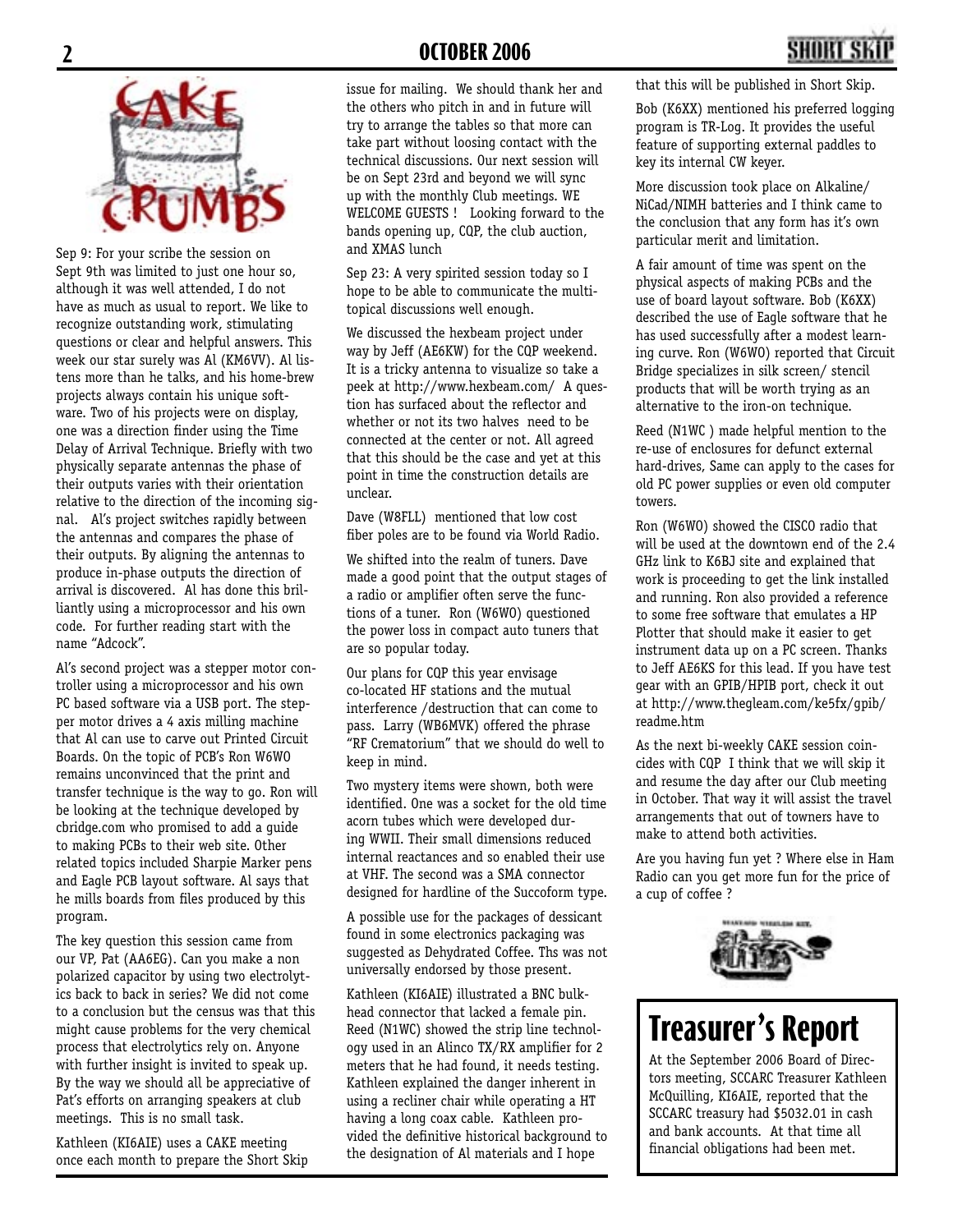# CAKE CRUMBS

Sep 9: For your scribe the session on Sept 9th was limited to just one hour so, although it was well attended, I do not have as much as usual to report. We like to recognize outstanding work, stimulating questions or clear and helpful answers. This week our star surely was Al (KM6VV). Al listens more than he talks, and his home-brew projects always contain his unique software. Two of his projects were on display, one was a direction finder using the Time Delay of Arrival Technique. Briefly with two physically separate antennas the phase of their outputs varies with their orientation relative to the direction of the incoming signal. Al's project switches rapidly between the antennas and compares the phase of their outputs. By aligning the antennas to produce in-phase outputs the direction of arrival is discovered. Al has done this brilliantly using a microprocessor and his own code. For further reading start with the name "Adcock".

Al's second project was a stepper motor controller using a microprocessor and his own PC based software via a USB port. The stepper motor drives a 4 axis milling machine that Al can use to carve out Printed Circuit Boards. On the topic of PCB's Ron W6WO remains unconvinced that the print and transfer technique is the way to go. Ron will be looking at the technique developed by cbridge.com who promised to add a guide to making PCBs to their web site. Other related topics included Sharpie Marker pens and Eagle PCB layout software. Al says that he mills boards from files produced by this program.

The key question this session came from our VP, Pat (AA6EG). Can you make a non polarized capacitor by using two electrolytics back to back in series? We did not come to a conclusion but the census was that this might cause problems for the very chemical process that electrolytics rely on. Anyone with further insight is invited to speak up. By the way we should all be appreciative of Pat's efforts on arranging speakers at club meetings. This is no small task.

Kathleen (KI6AIE) uses a CAKE meeting once each month to prepare the Short Skip issue for mailing. We should thank her and the others who pitch in and in future will try to arrange the tables so that more can take part without loosing contact with the technical discussions. Our next session will be on Sept 23rd and beyond we will sync up with the monthly Club meetings. WE WELCOME GUESTS ! Looking forward to the bands opening up, CQP, the club auction, and XMAS lunch

Sep 23: A very spirited session today so I hope to be able to communicate the multi-topical discussions well enough.

We discussed the hexbeam project under way by Jeff (AE6KW) for the CQP weekend. It is a tricky antenna to visualize so take a peek at http://www.hexbeam.com/ A question has surfaced about the reflector and whether or not its two halves need to be connected at the center or not. All agreed that this should be the case and yet at this point in time the construction details are unclear.

Dave (W8FLL) mentioned that low cost fiber poles are to be found via World Radio.

We shifted into the realm of tuners. Dave made a good point that the output stages of a radio or amplifier often serve the functions of a tuner. Ron (W6WO) questioned the power loss in compact auto tuners that are so popular today.

Our plans for CQP this year envisage co-located HF stations and the mutual interference /destruction that can come to pass. Larry (WB6MVK) offered the phrase "RF Crematorium" that we should do well to keep in mind.

Two mystery items were shown, both were identified. One was a socket for the old time acorn tubes which were developed during WWII. Their small dimensions reduced internal reactances and so enabled their use at VHF. The second was a SMA connector designed for hardline of the Succoform type.

A possible use for the packages of dessicant found in some electronics packaging was suggested as Dehydrated Coffee. Ths was not universally endorsed by those present.

Kathleen (KI6AIE) illustrated a BNC bulkhead connector that lacked a female pin. Reed (N1WC) showed the strip line technology used in an Alinco TX/RX amplifier for 2 meters that he had found, it needs testing. Kathleen explained the danger inherent in using a recliner chair while operating a HT having a long coax cable. Kathleen provided the definitive historical background to the designation of Al materials and I hope that this will be published in Short Skip.

Bob (K6XX) mentioned his preferred logging program is TR-Log. It provides the useful feature of supporting external paddles to key its internal CW keyer.

More discussion took place on Alkaline/ NiCad/NIMH batteries and I think came to the conclusion that any form has it's own particular merit and limitation.

A fair amount of time was spent on the physical aspects of making PCBs and the use of board layout software. Bob (K6XX) described the use of Eagle software that he has used successfully after a modest learning curve. Ron (W6WO) reported that Circuit Bridge specializes in silk screen/ stencil products that will be worth trying as an alternative to the iron-on technique.

Reed (N1WC ) made helpful mention to the re-use of enclosures for defunct external hard-drives, Same can apply to the cases for old PC power supplies or even old computer towers.

Ron (W6WO) showed the CISCO radio that will be used at the downtown end of the 2.4 GHz link to K6BJ site and explained that work is proceeding to get the link installed and running. Ron also provided a reference to some free software that emulates a HP Plotter that should make it easier to get instrument data up on a PC screen. Thanks to Jeff AE6KS for this lead. If you have test gear with an GPIB/HPIB port, check it out at http://www.thegleam.com/ke5fx/gpib/readme.htm

As the next bi-weekly CAKE session coincides with CQP I think that we will skip it and resume the day after our Club meeting in October. That way it will assist the travel arrangements that out of towners have to make to attend both activities.

Are you having fun yet ? Where else in Ham Radio can you get more fun for the price of a cup of coffee ?

# Treasurer's Report

At the September 2006 Board of Directors meeting, SCCARC Treasurer Kathleen McQuilling, KI6AIE, reported that the SCCARC treasury had $5032.01 in cash and bank accounts. At that time all financial obligations had been met.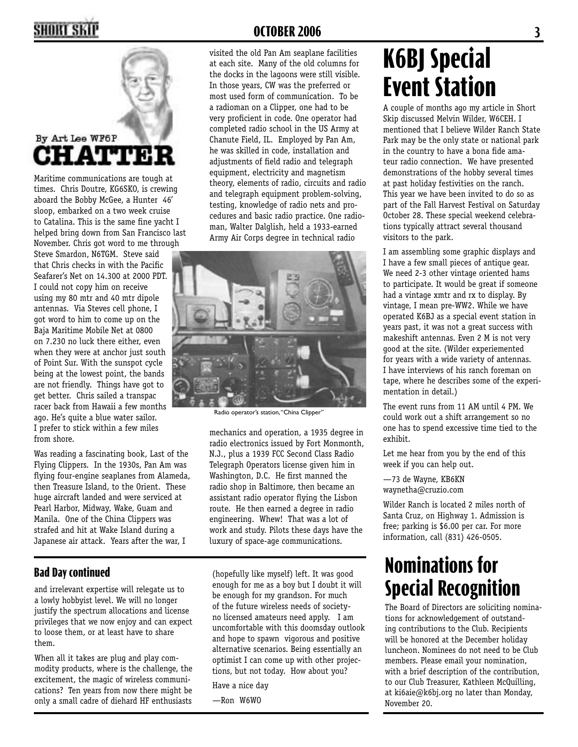# CHATTER

By Art Lee WF6P

Maritime communications are tough at times. Chris Doutre, KG6SKO, is crewing aboard the Bobby McGee, a Hunter 46' sloop, embarked on a two week cruise to Catalina. This is the same fine yacht I helped bring down from San Francisco last November. Chris got word to me through Steve Smardon, N6TGM. Steve said that Chris checks in with the Pacific Seafarer's Net on 14.300 at 2000 PDT. I could not copy him on receive using my 80 mtr and 40 mtr dipole antennas. Via Steves cell phone, I got word to him to come up on the Baja Maritime Mobile Net at 0800 on 7.230 no luck there either, even when they were at anchor just south of Point Sur. With the sunspot cycle being at the lowest point, the bands are not friendly. Things have got to get better. Chris sailed a transpac racer back from Hawaii a few months ago. He's quite a blue water sailor. I prefer to stick within a few miles from shore.

Was reading a fascinating book, Last of the Flying Clippers. In the 1930s, Pan Am was flying four-engine seaplanes from Alameda, then Treasure Island, to the Orient. These huge aircraft landed and were serviced at Pearl Harbor, Midway, Wake, Guam and Manila. One of the China Clippers was strafed and hit at Wake Island during a Japanese air attack. Years after the war, I visited the old Pan Am seaplane facilities at each site. Many of the old columns for the docks in the lagoons were still visible. In those years, CW was the preferred or most used form of communication. To be a radioman on a Clipper, one had to be very proficient in code. One operator had completed radio school in the US Army at Chanute Field, IL. Employed by Pan Am, he was skilled in code, installation and adjustments of field radio and telegraph equipment, electricity and magnetism theory, elements of radio, circuits and radio and telegraph equipment problem-solving, testing, knowledge of radio nets and procedures and basic radio practice. One radioman, Walter Dalglish, held a 1933-earned Army Air Corps degree in technical radio mechanics and operation, a 1935 degree in radio electronics issued by Fort Monmonth, N.J., plus a 1939 FCC Second Class Radio Telegraph Operators license given him in Washington, D.C. He first manned the radio shop in Baltimore, then became an assistant radio operator flying the Lisbon route. He then earned a degree in radio engineering. Whew! That was a lot of work and study. Pilots these days have the luxury of space-age communications.

Radio operator's station, "China Clipper"

## Bad Day continued

and irrelevant expertise will relegate us to a lowly hobbyist level. We will no longer justify the spectrum allocations and license privileges that we now enjoy and can expect to loose them, or at least have to share them.

When all it takes are plug and play commodity products, where is the challenge, the excitement, the magic of wireless communications? Ten years from now there might be only a small cadre of diehard HF enthusiasts (hopefully like myself) left. It was good enough for me as a boy but I doubt it will be enough for my grandson. For much of the future wireless needs of society-no licensed amateurs need apply. I am uncomfortable with this doomsday outlook and hope to spawn vigorous and positive alternative scenarios. Being essentially an optimist I can come up with other projections, but not today. How about you?

Have a nice day

—Ron W6WO

# K6BJ Special Event Station

A couple of months ago my article in Short Skip discussed Melvin Wilder, W6CEH. I mentioned that I believe Wilder Ranch State Park may be the only state or national park in the country to have a bona fide amateur radio connection. We have presented demonstrations of the hobby several times at past holiday festivities on the ranch. This year we have been invited to do so as part of the Fall Harvest Festival on Saturday October 28. These special weekend celebrations typically attract several thousand visitors to the park.

I am assembling some graphic displays and I have a few small pieces of antique gear. We need 2-3 other vintage oriented hams to participate. It would be great if someone had a vintage xmtr and rx to display. By vintage, I mean pre-WW2. While we have operated K6BJ as a special event station in years past, it was not a great success with makeshift antennas. Even 2 M is not very good at the site. (Wilder experiemented for years with a wide variety of antennas. I have interviews of his ranch foreman on tape, where he describes some of the experimentation in detail.)

The event runs from 11 AM until 4 PM. We could work out a shift arrangement so no one has to spend excessive time tied to the exhibit.

Let me hear from you by the end of this week if you can help out.

—73 de Wayne, KB6KN
waynetha@cruzio.com

Wilder Ranch is located 2 miles north of Santa Cruz, on Highway 1. Admission is free; parking is $6.00 per car. For more information, call (831) 426-0505.

# Nominations for Special Recognition

The Board of Directors are soliciting nominations for acknowledgement of outstanding contributions to the Club. Recipients will be honored at the December holiday luncheon. Nominees do not need to be Club members. Please email your nomination, with a brief description of the contribution, to our Club Treasurer, Kathleen McQuilling, at ki6aie@k6bj.org no later than Monday, November 20.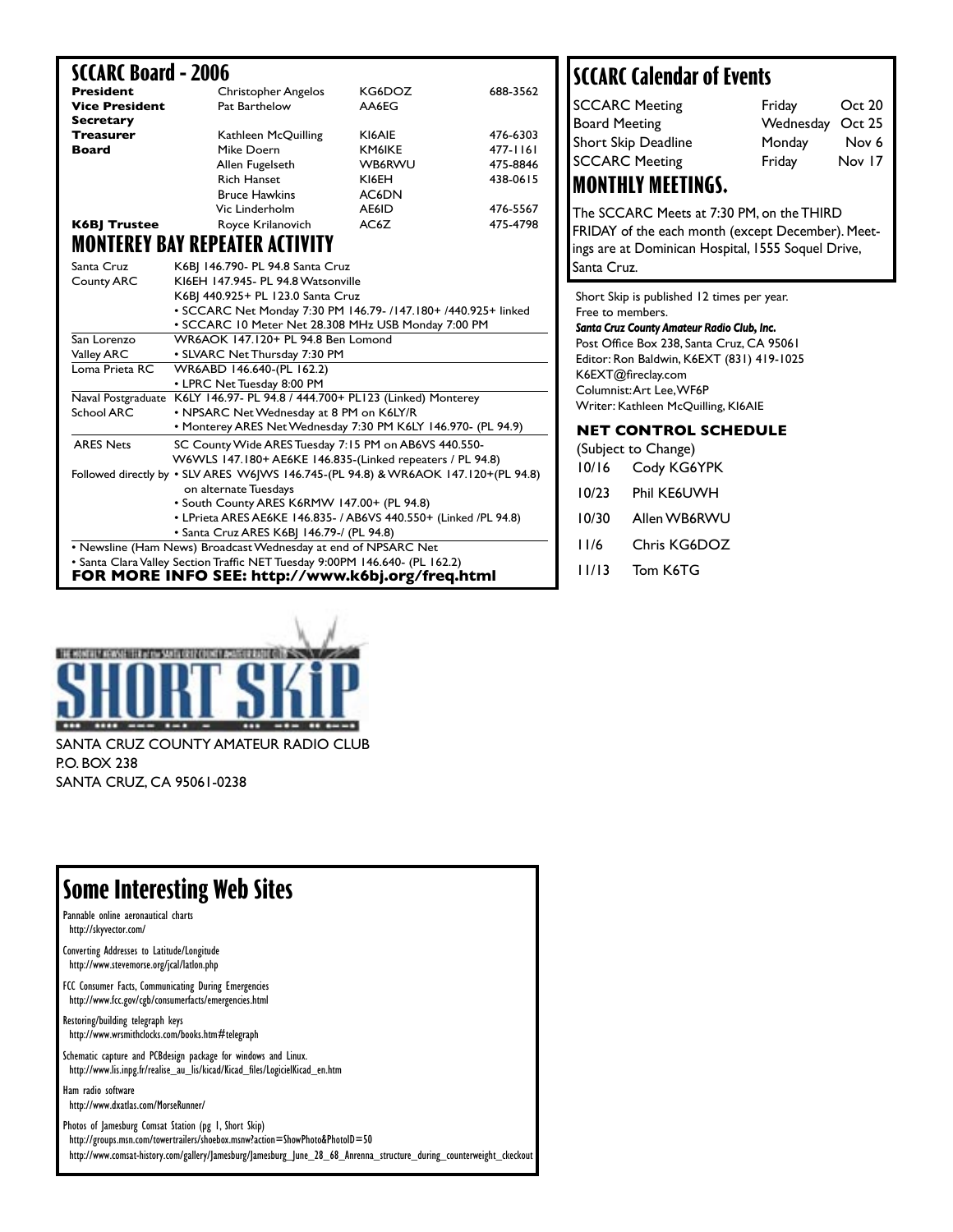## SCCARC Board - 2006

| | | | |
|---|---|---|---|
| **President** | Christopher Angelos | KG6DOZ | 688-3562 |
| **Vice President** | Pat Barthelow | AA6EG | |
| **Secretary** | | | |
| **Treasurer** | Kathleen McQuilling | KI6AIE | 476-6303 |
| **Board** | Mike Doern | KM6IKE | 477-1161 |
| | Allen Fugelseth | WB6RWU | 475-8846 |
| | Rich Hanset | KI6EH | 438-0615 |
| | Bruce Hawkins | AC6DN | |
| | Vic Linderholm | AE6ID | 476-5567 |
| **K6BJ Trustee** | Royce Krilanovich | AC6Z | 475-4798 |

## MONTEREY BAY REPEATER ACTIVITY

| | |
|---|---|
| Santa Cruz County ARC | K6BJ 146.790- PL 94.8 Santa Cruz<br>KI6EH 147.945- PL 94.8 Watsonville<br>K6BJ 440.925+ PL 123.0 Santa Cruz<br>• SCCARC Net Monday 7:30 PM 146.79- /147.180+ /440.925+ linked<br>• SCCARC 10 Meter Net 28.308 MHz USB Monday 7:00 PM |
| San Lorenzo Valley ARC | WR6AOK 147.120+ PL 94.8 Ben Lomond<br>• SLVARC Net Thursday 7:30 PM |
| Loma Prieta RC | WR6ABD 146.640-(PL 162.2)<br>• LPRC Net Tuesday 8:00 PM |
| Naval Postgraduate School ARC | K6LY 146.97- PL 94.8 / 444.700+ PL123 (Linked) Monterey<br>• NPSARC Net Wednesday at 8 PM on K6LY/R<br>• Monterey ARES Net Wednesday 7:30 PM K6LY 146.970- (PL 94.9) |
| ARES Nets | SC County Wide ARES Tuesday 7:15 PM on AB6VS 440.550-<br>W6WLS 147.180+ AE6KE 146.835-(Linked repeaters / PL 94.8) |
| Followed directly by | • SLV ARES W6JWS 146.745-(PL 94.8) & WR6AOK 147.120+(PL 94.8) on alternate Tuesdays<br>• South County ARES K6RMW 147.00+ (PL 94.8)<br>• LPrieta ARES AE6KE 146.835- / AB6VS 440.550+ (Linked /PL 94.8)<br>• Santa Cruz ARES K6BJ 146.79-/ (PL 94.8) |

• Newsline (Ham News) Broadcast Wednesday at end of NPSARC Net

• Santa Clara Valley Section Traffic NET Tuesday 9:00PM 146.640- (PL 162.2)

**FOR MORE INFO SEE: http://www.k6bj.org/freq.html**

## SCCARC Calendar of Events

| | | |
|---|---|---|
| SCCARC Meeting | Friday | Oct 20 |
| Board Meeting | Wednesday | Oct 25 |
| Short Skip Deadline | Monday | Nov 6 |
| SCCARC Meeting | Friday | Nov 17 |

## MONTHLY MEETINGS.

The SCCARC Meets at 7:30 PM, on the THIRD FRIDAY of the each month (except December). Meetings are at Dominican Hospital, 1555 Soquel Drive, Santa Cruz.

Short Skip is published 12 times per year.
Free to members.
***Santa Cruz County Amateur Radio Club, Inc.***
Post Office Box 238, Santa Cruz, CA 95061
Editor: Ron Baldwin, K6EXT (831) 419-1025
K6EXT@fireclay.com
Columnist: Art Lee, WF6P
Writer: Kathleen McQuilling, KI6AIE

### NET CONTROL SCHEDULE

(Subject to Change)

| | |
|---|---|
| 10/16 | Cody KG6YPK |
| 10/23 | Phil KE6UWH |
| 10/30 | Allen WB6RWU |
| 11/6 | Chris KG6DOZ |
| 11/13 | Tom K6TG |

THE MONTHLY NEWSLETTER of the SANTA CRUZ COUNTY AMATEUR RADIO CLUB

SHORT SKIP

SANTA CRUZ COUNTY AMATEUR RADIO CLUB
P.O. BOX 238
SANTA CRUZ, CA 95061-0238

## Some Interesting Web Sites

Pannable online aeronautical charts
http://skyvector.com/

Converting Addresses to Latitude/Longitude
http://www.stevemorse.org/jcal/latlon.php

FCC Consumer Facts, Communicating During Emergencies
http://www.fcc.gov/cgb/consumerfacts/emergencies.html

Restoring/building telegraph keys
http://www.wrsmithclocks.com/books.htm#telegraph

Schematic capture and PCBdesign package for windows and Linux.
http://www.lis.inpg.fr/realise_au_lis/kicad/Kicad_files/LogicielKicad_en.htm

Ham radio software
http://www.dxatlas.com/MorseRunner/

Photos of Jamesburg Comsat Station (pg 1, Short Skip)
http://groups.msn.com/towertrailers/shoebox.msnw?action=ShowPhoto&PhotoID=50
http://www.comsat-history.com/gallery/Jamesburg/Jamesburg_June_28_68_Anrenna_structure_during_counterweight_ckeckout